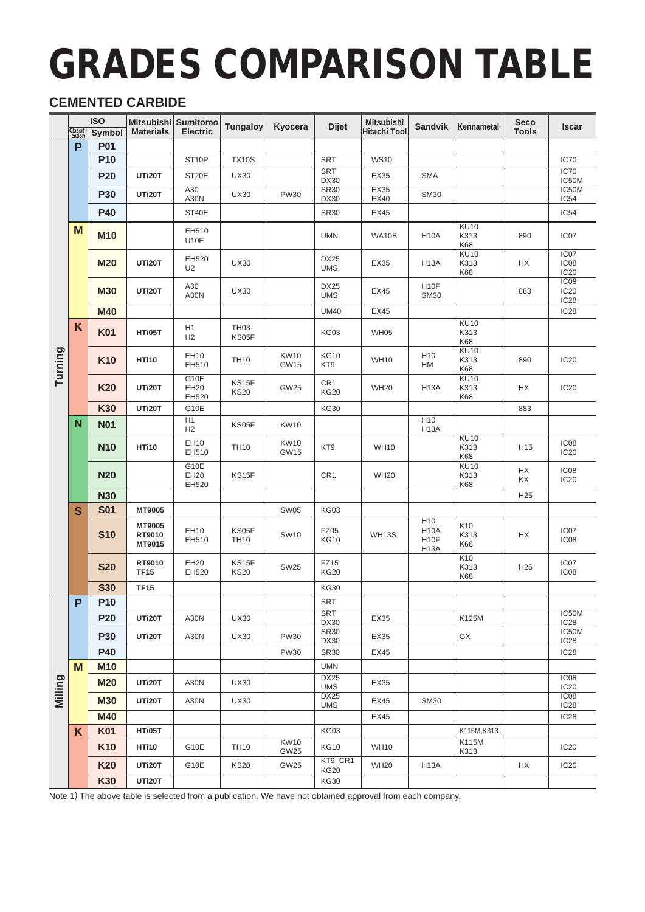# GRADES COMPARISON TABLE

## CEMENTED CARBIDE

| | ISO Classification | ISO Symbol | Mitsubishi Materials | Sumitomo Electric | Tungaloy | Kyocera | Dijet | Mitsubishi Hitachi Tool | Sandvik | Kennametal | Seco Tools | Iscar |
|---|---|---|---|---|---|---|---|---|---|---|---|---|
| Turning | P | P01 | | | | | | | | | | |
| | | P10 | | ST10P | TX10S | | SRT | WS10 | | | | IC70 |
| | | P20 | UTi20T | ST20E | UX30 | | SRT DX30 | EX35 | SMA | | | IC70 IC50M |
| | | P30 | UTi20T | A30 A30N | UX30 | PW30 | SR30 DX30 | EX35 EX40 | SM30 | | | IC50M IC54 |
| | | P40 | | ST40E | | | SR30 | EX45 | | | | IC54 |
| | M | M10 | | EH510 U10E | | | UMN | WA10B | H10A | KU10 K313 K68 | 890 | IC07 |
| | | M20 | UTi20T | EH520 U2 | UX30 | | DX25 UMS | EX35 | H13A | KU10 K313 K68 | HX | IC07 IC08 IC20 |
| | | M30 | UTi20T | A30 A30N | UX30 | | DX25 UMS | EX45 | H10F SM30 | | 883 | IC08 IC20 IC28 |
| | | M40 | | | | | UM40 | EX45 | | | | IC28 |
| | K | K01 | HTi05T | H1 H2 | TH03 KS05F | | KG03 | WH05 | | KU10 K313 K68 | | |
| | | K10 | HTi10 | EH10 EH510 | TH10 | KW10 GW15 | KG10 KT9 | WH10 | H10 HM | KU10 K313 K68 | 890 | IC20 |
| | | K20 | UTi20T | G10E EH20 EH520 | KS15F KS20 | GW25 | CR1 KG20 | WH20 | H13A | KU10 K313 K68 | HX | IC20 |
| | | K30 | UTi20T | G10E | | | KG30 | | | | 883 | |
| | N | N01 | | H1 H2 | KS05F | KW10 | | | H10 H13A | | | |
| | | N10 | HTi10 | EH10 EH510 | TH10 | KW10 GW15 | KT9 | WH10 | | KU10 K313 K68 | H15 | IC08 IC20 |
| | | N20 | | G10E EH20 EH520 | KS15F | | CR1 | WH20 | | KU10 K313 K68 | HX KX | IC08 IC20 |
| | | N30 | | | | | | | | | H25 | |
| | S | S01 | MT9005 | | | SW05 | KG03 | | | | | |
| | | S10 | MT9005 RT9010 MT9015 | EH10 EH510 | KS05F TH10 | SW10 | FZ05 KG10 | WH13S | H10 H10A H10F H13A | K10 K313 K68 | HX | IC07 IC08 |
| | | S20 | RT9010 TF15 | EH20 EH520 | KS15F KS20 | SW25 | FZ15 KG20 | | | K10 K313 K68 | H25 | IC07 IC08 |
| | | S30 | TF15 | | | | KG30 | | | | | |
| Milling | P | P10 | | | | | SRT | | | | | |
| | | P20 | UTi20T | A30N | UX30 | | SRT DX30 | EX35 | | K125M | | IC50M IC28 |
| | | P30 | UTi20T | A30N | UX30 | PW30 | SR30 DX30 | EX35 | | GX | | IC50M IC28 |
| | | P40 | | | | PW30 | SR30 | EX45 | | | | IC28 |
| | M | M10 | | | | | UMN | | | | | |
| | | M20 | UTi20T | A30N | UX30 | | DX25 UMS | EX35 | | | | IC08 IC20 |
| | | M30 | UTi20T | A30N | UX30 | | DX25 UMS | EX45 | SM30 | | | IC08 IC28 |
| | | M40 | | | | | | EX45 | | | | IC28 |
| | K | K01 | HTi05T | | | | KG03 | | | K115M,K313 | | |
| | | K10 | HTi10 | G10E | TH10 | KW10 GW25 | KG10 | WH10 | | K115M K313 | | IC20 |
| | | K20 | UTi20T | G10E | KS20 | GW25 | KT9 CR1 KG20 | WH20 | H13A | | HX | IC20 |
| | | K30 | UTi20T | | | | KG30 | | | | | |

Note 1) The above table is selected from a publication. We have not obtained approval from each company.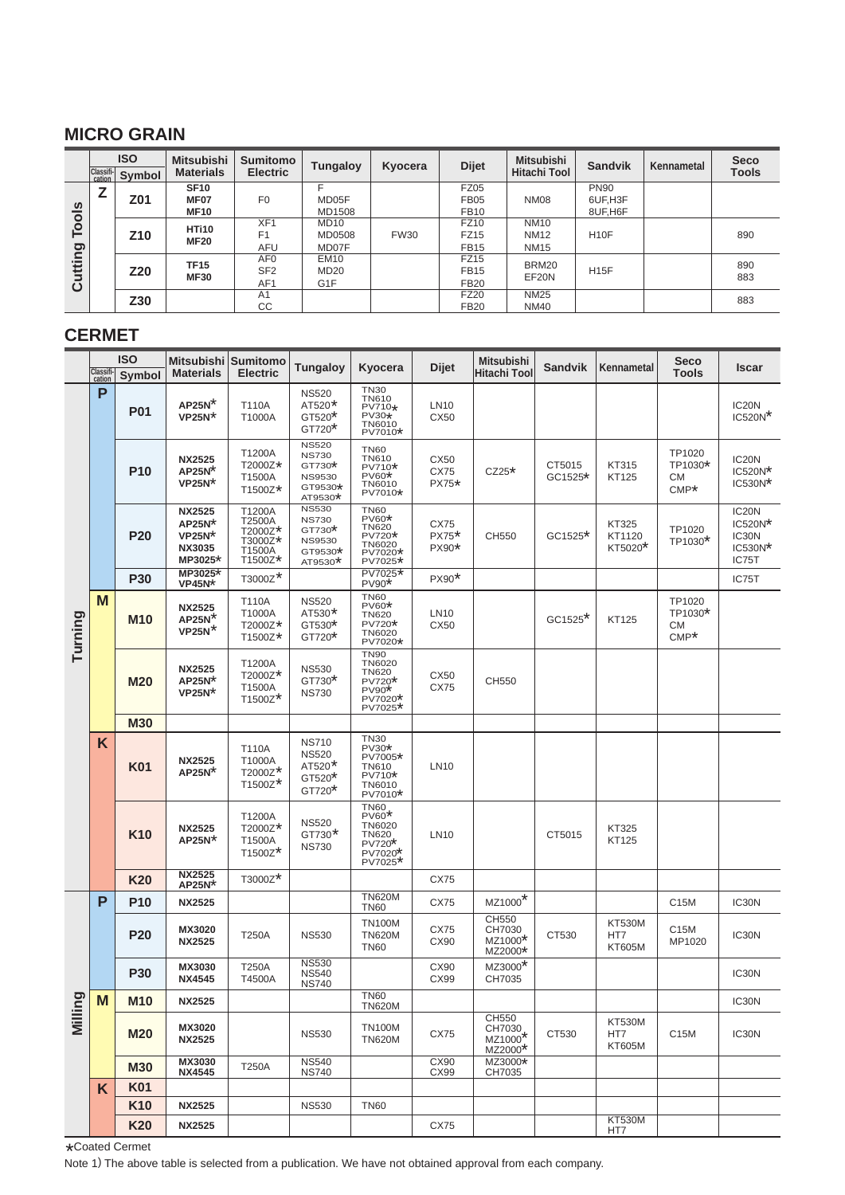## MICRO GRAIN

| | ISO Classification | ISO Symbol | Mitsubishi Materials | Sumitomo Electric | Tungaloy | Kyocera | Dijet | Mitsubishi Hitachi Tool | Sandvik | Kennametal | Seco Tools |
|---|---|---|---|---|---|---|---|---|---|---|---|
| Cutting Tools | Z | Z01 | SF10<br>MF07<br>MF10 | F0 | F<br>MD05F<br>MD1508 | | FZ05<br>FB05<br>FB10 | NM08 | PN90<br>6UF,H3F<br>8UF,H6F | | |
| | | Z10 | HTi10<br>MF20 | XF1<br>F1<br>AFU | MD10<br>MD0508<br>MD07F | FW30 | FZ10<br>FZ15<br>FB15 | NM10<br>NM12<br>NM15 | H10F | | 890 |
| | | Z20 | TF15<br>MF30 | AF0<br>SF2<br>AF1 | EM10<br>MD20<br>G1F | | FZ15<br>FB15<br>FB20 | BRM20<br>EF20N | H15F | | 890<br>883 |
| | | Z30 | | A1<br>CC | | | FZ20<br>FB20 | NM25<br>NM40 | | | 883 |

## CERMET

| | ISO Classification | ISO Symbol | Mitsubishi Materials | Sumitomo Electric | Tungaloy | Kyocera | Dijet | Mitsubishi Hitachi Tool | Sandvik | Kennametal | Seco Tools | Iscar |
|---|---|---|---|---|---|---|---|---|---|---|---|---|
| Turning | P | P01 | AP25N*<br>VP25N* | T110A<br>T1000A | NS520<br>AT520*<br>GT520*<br>GT720* | TN30<br>TN610<br>PV710*<br>PV30*<br>TN6010<br>PV7010* | LN10<br>CX50 | | | | | IC20N<br>IC520N* |
| | | P10 | NX2525<br>AP25N*<br>VP25N* | T1200A<br>T2000Z*<br>T1500A<br>T1500Z* | NS520<br>NS730<br>GT730*<br>NS9530<br>GT9530*<br>AT9530* | TN60<br>TN610<br>PV710*<br>PV60*<br>TN6010<br>PV7010* | CX50<br>CX75<br>PX75* | CZ25* | CT5015<br>GC1525* | KT315<br>KT125 | TP1020<br>TP1030*<br>CM<br>CMP* | IC20N<br>IC520N*<br>IC530N* |
| | | P20 | NX2525<br>AP25N*<br>VP25N*<br>NX3035<br>MP3025* | T1200A<br>T2500A<br>T2000Z*<br>T3000Z*<br>T1500A<br>T1500Z* | NS530<br>NS730<br>GT730*<br>NS9530<br>GT9530*<br>AT9530* | TN60<br>PV60*<br>TN620<br>PV720*<br>TN6020<br>PV7020*<br>PV7025* | CX75<br>PX75*<br>PX90* | CH550 | GC1525* | KT325<br>KT1120<br>KT5020* | TP1020<br>TP1030* | IC20N<br>IC520N*<br>IC30N<br>IC530N*<br>IC75T |
| | | P30 | MP3025*<br>VP45N* | T3000Z* | | PV7025*<br>PV90* | PX90* | | | | | IC75T |
| | M | M10 | NX2525<br>AP25N*<br>VP25N* | T110A<br>T1000A<br>T2000Z*<br>T1500Z* | NS520<br>AT530*<br>GT530*<br>GT720* | TN60<br>PV60*<br>TN620<br>PV720*<br>TN6020<br>PV7020* | LN10<br>CX50 | | GC1525* | KT125 | TP1020<br>TP1030*<br>CM<br>CMP* | |
| | | M20 | NX2525<br>AP25N*<br>VP25N* | T1200A<br>T2000Z*<br>T1500A<br>T1500Z* | NS530<br>GT730*<br>NS730 | TN90<br>TN6020<br>TN620<br>PV720*<br>PV90*<br>PV7020*<br>PV7025* | CX50<br>CX75 | CH550 | | | | |
| | | M30 | | | | | | | | | | |
| | K | K01 | NX2525<br>AP25N* | T110A<br>T1000A<br>T2000Z*<br>T1500Z* | NS710<br>NS520<br>AT520*<br>GT520*<br>GT720* | TN30<br>PV30*<br>PV7005*<br>TN610<br>PV710*<br>TN6010<br>PV7010* | LN10 | | | | | |
| | | K10 | NX2525<br>AP25N* | T1200A<br>T2000Z*<br>T1500A<br>T1500Z* | NS520<br>GT730*<br>NS730 | TN60<br>PV60*<br>TN6020<br>TN620<br>PV720*<br>PV7020*<br>PV7025* | LN10 | | CT5015 | KT325<br>KT125 | | |
| | | K20 | NX2525<br>AP25N* | T3000Z* | | | CX75 | | | | | |
| Milling | P | P10 | NX2525 | | | TN620M<br>TN60 | CX75 | MZ1000* | | | C15M | IC30N |
| | | P20 | MX3020<br>NX2525 | T250A | NS530 | TN100M<br>TN620M<br>TN60 | CX75<br>CX90 | CH550<br>CH7030<br>MZ1000*<br>MZ2000* | CT530 | KT530M<br>HT7<br>KT605M | C15M<br>MP1020 | IC30N |
| | | P30 | MX3030<br>NX4545 | T250A<br>T4500A | NS530<br>NS540<br>NS740 | | CX90<br>CX99 | MZ3000*<br>CH7035 | | | | IC30N |
| | M | M10 | NX2525 | | | TN60<br>TN620M | | | | | | IC30N |
| | | M20 | MX3020<br>NX2525 | | NS530 | TN100M<br>TN620M | CX75 | CH550<br>CH7030*<br>MZ1000*<br>MZ2000* | CT530 | KT530M<br>HT7<br>KT605M | C15M | IC30N |
| | | M30 | MX3030<br>NX4545 | T250A | NS540<br>NS740 | | CX90<br>CX99 | MZ3000*<br>CH7035 | | | | |
| | K | K01 | | | | | | | | | | |
| | | K10 | NX2525 | | NS530 | TN60 | | | | | | |
| | | K20 | NX2525 | | | | CX75 | | | KT530M<br>HT7 | | |

*Coated Cermet

Note 1) The above table is selected from a publication. We have not obtained approval from each company.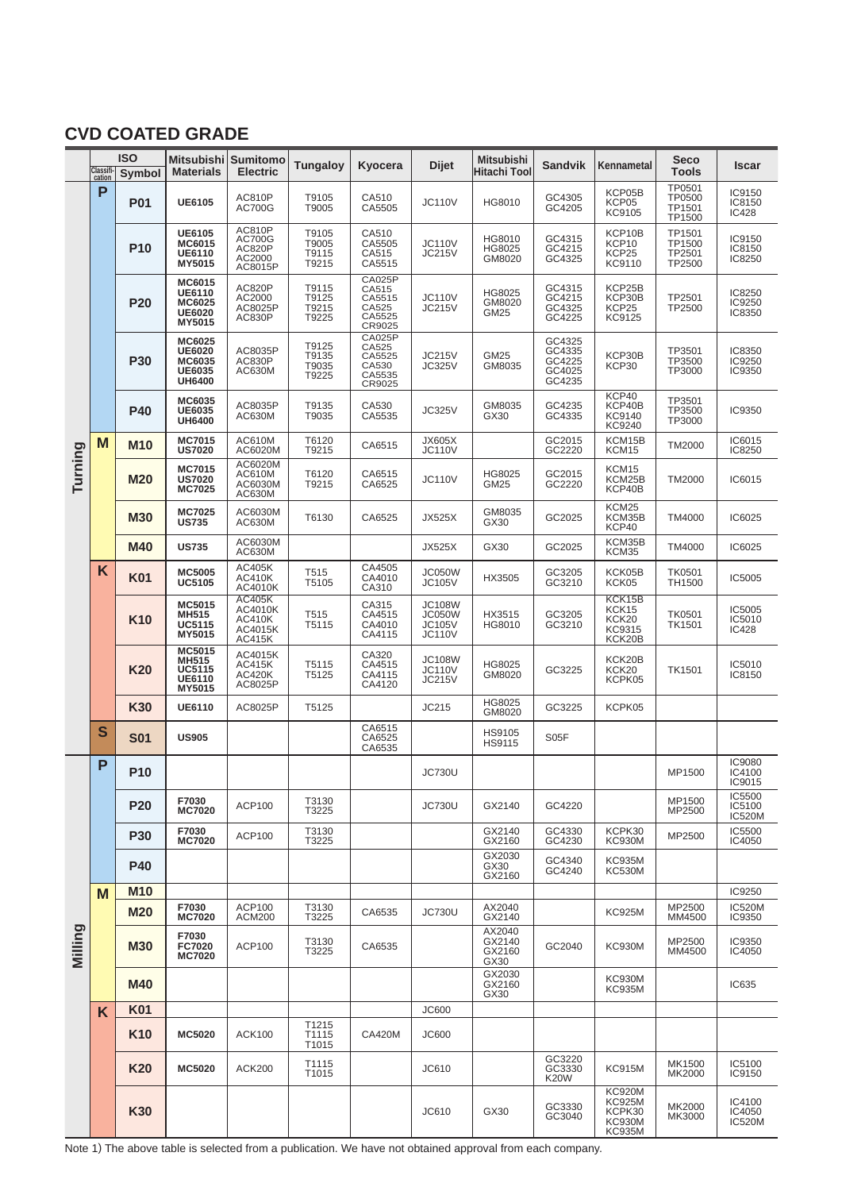## CVD COATED GRADE

| | ISO Classification | ISO Symbol | Mitsubishi Materials | Sumitomo Electric | Tungaloy | Kyocera | Dijet | Mitsubishi Hitachi Tool | Sandvik | Kennametal | Seco Tools | Iscar |
|---|---|---|---|---|---|---|---|---|---|---|---|---|
| Turning | P | P01 | UE6105 | AC810P AC700G | T9105 T9005 | CA510 CA5505 | JC110V | HG8010 | GC4305 GC4205 | KCP05B KCP05 KC9105 | TP0501 TP0500 TP1501 TP1500 | IC9150 IC8150 IC428 |
| | | P10 | UE6105 MC6015 UE6110 MY5015 | AC810P AC700G AC820P AC2000 AC8015P | T9105 T9005 T9115 T9215 | CA510 CA5505 CA515 CA5515 | JC110V JC215V | HG8010 HG8025 GM8020 | GC4315 GC4215 GC4325 | KCP10B KCP10 KCP25 KC9110 | TP1501 TP1500 TP2501 TP2500 | IC9150 IC8150 IC8250 |
| | | P20 | MC6015 UE6110 MC6025 UE6020 MY5015 | AC820P AC2000 AC8025P AC830P | T9115 T9125 T9215 T9225 | CA025P CA515 CA5515 CA525 CA5525 CR9025 | JC110V JC215V | HG8025 GM8020 GM25 | GC4315 GC4215 GC4325 GC4225 | KCP25B KCP30B KCP25 KC9125 | TP2501 TP2500 | IC8250 IC9250 IC8350 |
| | | P30 | MC6025 UE6020 MC6035 UE6035 UH6400 | AC8035P AC830P AC630M | T9125 T9135 T9035 T9225 | CA025P CA525 CA5525 CA530 CA5535 CR9025 | JC215V JC325V | GM25 GM8035 | GC4325 GC4335 GC4225 GC4025 GC4235 | KCP30B KCP30 | TP3501 TP3500 TP3000 | IC8350 IC9250 IC9350 |
| | | P40 | MC6035 UE6035 UH6400 | AC8035P AC630M | T9135 T9035 | CA530 CA5535 | JC325V | GM8035 GX30 | GC4235 GC4335 | KCP40 KCP40B KC9140 KC9240 | TP3501 TP3500 TP3000 | IC9350 |
| | M | M10 | MC7015 US7020 | AC610M AC6020M | T6120 T9215 | CA6515 | JX605X JC110V | | GC2015 GC2220 | KCM15B KCM15 | TM2000 | IC6015 IC8250 |
| | | M20 | MC7015 US7020 MC7025 | AC6020M AC610M AC6030M AC630M | T6120 T9215 | CA6515 CA6525 | JC110V | HG8025 GM25 | GC2015 GC2220 | KCM15 KCM25B KCP40B | TM2000 | IC6015 |
| | | M30 | MC7025 US735 | AC6030M AC630M | T6130 | CA6525 | JX525X | GM8035 GX30 | GC2025 | KCM25 KCM35B KCP40 | TM4000 | IC6025 |
| | | M40 | US735 | AC6030M AC630M | | | JX525X | GX30 | GC2025 | KCM35B KCM35 | TM4000 | IC6025 |
| | K | K01 | MC5005 UC5105 | AC405K AC410K AC4010K | T515 T5105 | CA4505 CA4010 CA310 | JC050W JC105V | HX3505 | GC3205 GC3210 | KCK05B KCK05 | TK0501 TH1500 | IC5005 |
| | | K10 | MC5015 MH515 UC5115 MY5015 | AC405K AC4010K AC410K AC4015K AC415K | T515 T5115 | CA315 CA4515 CA4010 CA4115 | JC108W JC050W JC105V JC110V | HX3515 HG8010 | GC3205 GC3210 | KCK15B KCK15 KCK20 KC9315 KCK20B | TK0501 TK1501 | IC5005 IC5010 IC428 |
| | | K20 | MC5015 MH515 UC5115 UE6110 MY5015 | AC4015K AC415K AC420K AC8025P | T5115 T5125 | CA320 CA4515 CA4115 CA4120 | JC108W JC110V JC215V | HG8025 GM8020 | GC3225 | KCK20B KCK20 KCPK05 | TK1501 | IC5010 IC8150 |
| | | K30 | UE6110 | AC8025P | T5125 | | JC215 | HG8025 GM8020 | GC3225 | KCPK05 | | |
| | S | S01 | US905 | | | CA6515 CA6525 CA6535 | | HS9105 HS9115 | S05F | | | |
| Milling | P | P10 | | | | | JC730U | | | | MP1500 | IC9080 IC4100 IC9015 |
| | | P20 | F7030 MC7020 | ACP100 | T3130 T3225 | | JC730U | GX2140 | GC4220 | | MP1500 MP2500 | IC5500 IC5100 IC520M |
| | | P30 | F7030 MC7020 | ACP100 | T3130 T3225 | | | GX2140 GX2160 | GC4330 GC4230 | KCPK30 KC930M | MP2500 | IC5500 IC4050 |
| | | P40 | | | | | | GX2030 GX30 GX2160 | GC4340 GC4240 | KC935M KC530M | | |
| | M | M10 | | | | | | | | | | IC9250 |
| | | M20 | F7030 MC7020 | ACP100 ACM200 | T3130 T3225 | CA6535 | JC730U | AX2040 GX2140 | | KC925M | MP2500 MM4500 | IC520M IC9350 |
| | | M30 | F7030 FC7020 MC7020 | ACP100 | T3130 T3225 | CA6535 | | AX2040 GX2140 GX2160 GX30 | GC2040 | KC930M | MP2500 MM4500 | IC9350 IC4050 |
| | | M40 | | | | | | GX2030 GX2160 GX30 | | KC930M KC935M | | IC635 |
| | K | K01 | | | | | JC600 | | | | | |
| | | K10 | MC5020 | ACK100 | T1215 T1115 T1015 | CA420M | JC600 | | | | | |
| | | K20 | MC5020 | ACK200 | T1115 T1015 | | JC610 | | GC3220 GC3330 K20W | KC915M | MK1500 MK2000 | IC5100 IC9150 |
| | | K30 | | | | | JC610 | GX30 | GC3330 GC3040 | KC920M KC925M KCPK30 KC930M KC935M | MK2000 MK3000 | IC4100 IC4050 IC520M |

Note 1) The above table is selected from a publication. We have not obtained approval from each company.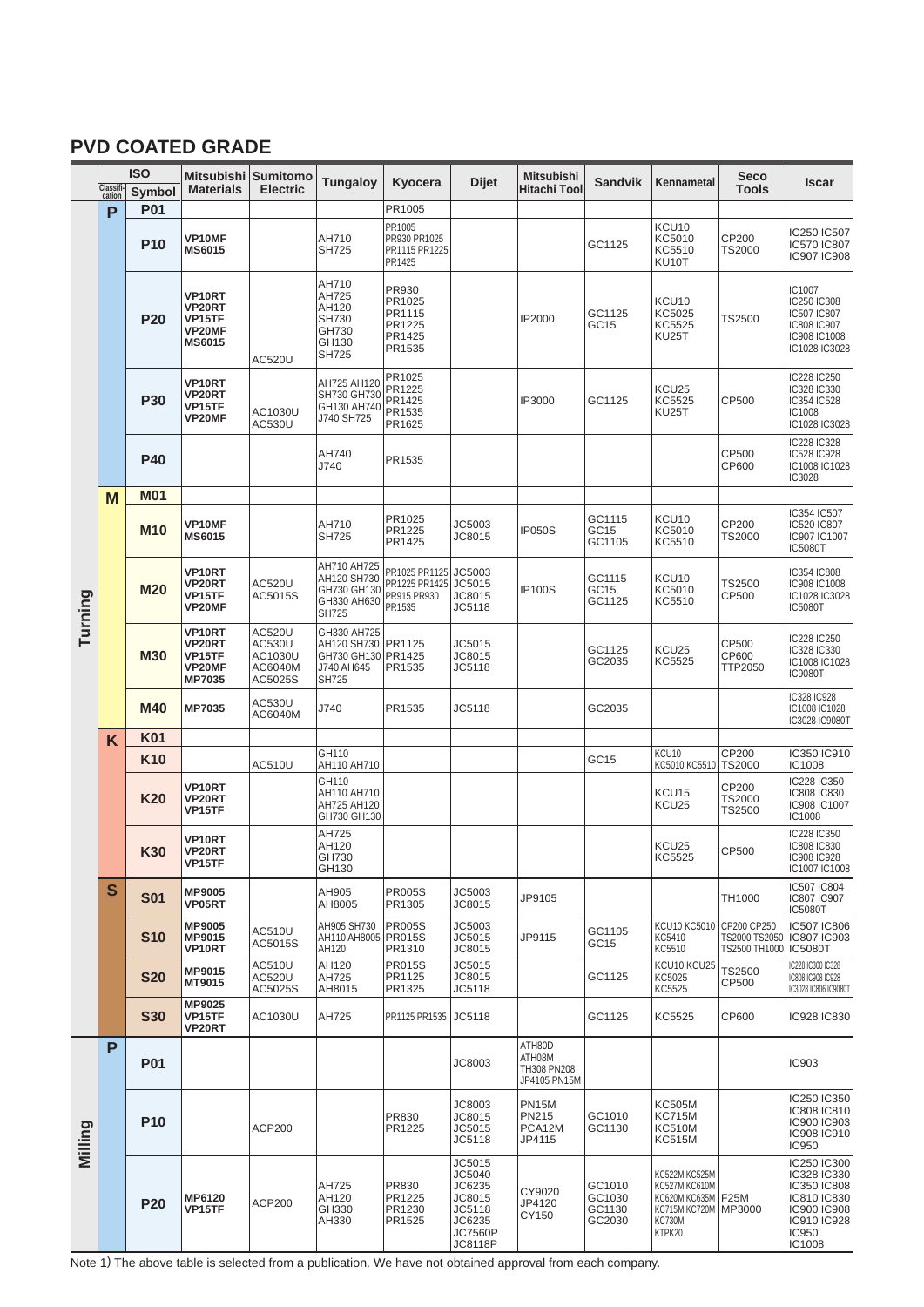## PVD COATED GRADE

| | ISO Classification | ISO Symbol | Mitsubishi Materials | Sumitomo Electric | Tungaloy | Kyocera | Dijet | Mitsubishi Hitachi Tool | Sandvik | Kennametal | Seco Tools | Iscar |
|---|---|---|---|---|---|---|---|---|---|---|---|---|
| Turning | P | P01 | | | | PR1005 | | | | | | |
| | | P10 | VP10MF MS6015 | | AH710 SH725 | PR1005 PR930 PR1025 PR1115 PR1225 PR1425 | | | GC1125 | KCU10 KC5010 KC5510 KU10T | CP200 TS2000 | IC250 IC507 IC570 IC807 IC907 IC908 |
| | | P20 | VP10RT VP20RT VP15TF VP20MF MS6015 | AC520U | AH710 AH725 AH120 SH730 GH730 GH130 SH725 | PR930 PR1025 PR1115 PR1225 PR1425 PR1535 | | IP2000 | GC1125 GC15 | KCU10 KC5025 KC5525 KU25T | TS2500 | IC1007 IC250 IC308 IC507 IC807 IC808 IC907 IC908 IC1008 IC1028 IC3028 |
| | | P30 | VP10RT VP20RT VP15TF VP20MF | AC1030U AC530U | AH725 AH120 SH730 GH730 GH130 AH740 J740 SH725 | PR1025 PR1225 PR1425 PR1535 PR1625 | | IP3000 | GC1125 | KCU25 KC5525 KU25T | CP500 | IC228 IC250 IC328 IC330 IC354 IC528 IC1008 IC1028 IC3028 |
| | | P40 | | | AH740 J740 | PR1535 | | | | | CP500 CP600 | IC228 IC328 IC528 IC928 IC1008 IC1028 IC3028 |
| | M | M01 | | | | | | | | | | |
| | | M10 | VP10MF MS6015 | | AH710 SH725 | PR1025 PR1225 PR1425 | JC5003 JC8015 | IP050S | GC1115 GC15 GC1105 | KCU10 KC5010 KC5510 | CP200 TS2000 | IC354 IC507 IC520 IC807 IC907 IC1007 IC5080T |
| | | M20 | VP10RT VP20RT VP15TF VP20MF | AC520U AC5015S | AH710 AH725 AH120 SH730 GH730 GH130 GH330 AH630 SH725 | PR1025 PR1125 PR1225 PR1425 PR915 PR930 PR1535 | JC5003 JC5015 JC8015 JC5118 | IP100S | GC1115 GC15 GC1125 | KCU10 KC5010 KC5510 | TS2500 CP500 | IC354 IC808 IC908 IC1008 IC1028 IC3028 IC5080T |
| | | M30 | VP10RT VP20RT VP15TF VP20MF MP7035 | AC520U AC530U AC1030U AC6040M AC5025S | GH330 AH725 AH120 SH730 GH730 GH130 J740 AH645 SH725 | PR1125 PR1425 PR1535 | JC5015 JC8015 JC5118 | | GC1125 GC2035 | KCU25 KC5525 | CP500 CP600 TTP2050 | IC228 IC250 IC328 IC330 IC1008 IC1028 IC9080T |
| | | M40 | MP7035 | AC530U AC6040M | J740 | PR1535 | JC5118 | | GC2035 | | | IC328 IC928 IC1008 IC1028 IC3028 IC9080T |
| | K | K01 | | | | | | | | | | |
| | | K10 | | AC510U | GH110 AH110 AH710 | | | | GC15 | KCU10 KC5010 KC5510 | CP200 TS2000 | IC350 IC910 IC1008 |
| | | K20 | VP10RT VP20RT VP15TF | | GH110 AH110 AH710 AH725 AH120 GH730 GH130 | | | | | KCU15 KCU25 | CP200 TS2000 TS2500 | IC228 IC350 IC808 IC830 IC908 IC1007 IC1008 |
| | | K30 | VP10RT VP20RT VP15TF | | AH725 AH120 GH730 GH130 | | | | | KCU25 KC5525 | CP500 | IC228 IC350 IC808 IC830 IC908 IC928 IC1007 IC1008 |
| | S | S01 | MP9005 VP05RT | | AH905 AH8005 | PR005S PR1305 | JC5003 JC8015 | JP9105 | | | TH1000 | IC507 IC804 IC807 IC907 IC5080T |
| | | S10 | MP9005 MP9015 VP10RT | AC510U AC5015S | AH905 SH730 AH110 AH8005 AH120 | PR005S PR015S PR1310 | JC5003 JC5015 JC8015 | JP9115 | GC1105 GC15 | KCU10 KC5010 KC5410 KC5510 | CP200 CP250 TS2000 TS2050 TS2500 TH1000 | IC507 IC806 IC807 IC903 IC5080T |
| | | S20 | MP9015 MT9015 | AC510U AC520U AC5025S | AH120 AH725 AH8015 | PR015S PR1125 PR1325 | JC5015 JC8015 JC5118 | | GC1125 | KCU10 KCU25 KC5025 KC5525 | TS2500 CP500 | IC228 IC300 IC328 IC808 IC908 IC928 IC3028 IC806 IC9080T |
| | | S30 | MP9025 VP15TF VP20RT | AC1030U | AH725 | PR1125 PR1535 | JC5118 | | GC1125 | KC5525 | CP600 | IC928 IC830 |
| Milling | P | P01 | | | | | JC8003 | ATH80D ATH08M TH308 PN208 JP4105 PN15M | | | | IC903 |
| | | P10 | | ACP200 | | PR830 PR1225 | JC8003 JC8015 JC5015 JC5118 | PN15M PN215 PCA12M JP4115 | GC1010 GC1130 | KC505M KC715M KC510M KC515M | | IC250 IC350 IC808 IC810 IC900 IC903 IC908 IC910 IC950 |
| | | P20 | MP6120 VP15TF | ACP200 | AH725 AH120 GH330 AH330 | PR830 PR1225 PR1230 PR1525 | JC5015 JC5040 JC6235 JC8015 JC5118 JC6235 JC7560P JC8118P | CY9020 JP4120 CY150 | GC1010 GC1030 GC1130 GC2030 | KC522M KC525M KC527M KC610M KC620M KC635M KC715M KC720M KC730M KTPK20 | F25M MP3000 | IC250 IC300 IC328 IC330 IC350 IC808 IC810 IC830 IC900 IC908 IC910 IC928 IC950 IC1008 |

Note 1) The above table is selected from a publication. We have not obtained approval from each company.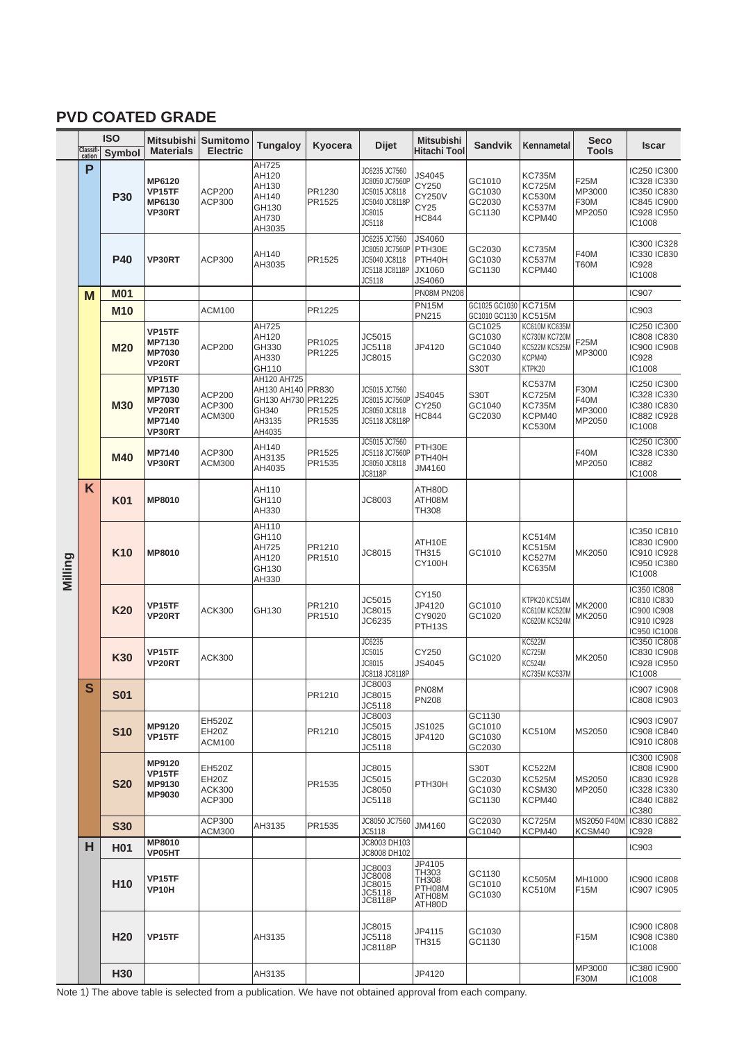## PVD COATED GRADE

| | ISO Classification | ISO Symbol | Mitsubishi Materials | Sumitomo Electric | Tungaloy | Kyocera | Dijet | Mitsubishi Hitachi Tool | Sandvik | Kennametal | Seco Tools | Iscar |
|---|---|---|---|---|---|---|---|---|---|---|---|---|
| Milling | P | P30 | MP6120 VP15TF MP6130 VP30RT | ACP200 ACP300 | AH725 AH120 AH130 AH140 GH130 AH730 AH3035 | PR1230 PR1525 | JC6235 JC7560 JC8050 JC7560P JC5015 JC8118 JC5040 JC8118P JC8015 JC5118 | JS4045 CY250 CY250V CY25 HC844 | GC1010 GC1030 GC2030 GC1130 | KC735M KC725M KC530M KC537M KCPM40 | F25M MP3000 F30M MP2050 | IC250 IC300 IC328 IC330 IC350 IC830 IC845 IC900 IC928 IC950 IC1008 |
| | | P40 | VP30RT | ACP300 | AH140 AH3035 | PR1525 | JC6235 JC7560 JC8050 JC7560P JC5040 JC8118 JC5118 JC8118P JC5118 | JS4060 PTH30E PTH40H JX1060 JS4060 | GC2030 GC1030 GC1130 | KC735M KC537M KCPM40 | F40M T60M | IC300 IC328 IC330 IC830 IC928 IC1008 |
| | M | M01 | | | | | | PN08M PN208 | | | | IC907 |
| | | M10 | | ACM100 | | PR1225 | | PN15M PN215 | GC1025 GC1030 GC1010 GC1130 | KC715M KC515M | | IC903 |
| | | M20 | VP15TF MP7130 MP7030 VP20RT | ACP200 | AH725 AH120 GH330 AH330 GH110 | PR1025 PR1225 | JC5015 JC5118 JC8015 | JP4120 | GC1025 GC1030 GC1040 GC2030 S30T | KC610M KC635M KC730M KC720M KC522M KC525M KCPM40 KTPK20 | F25M MP3000 | IC250 IC300 IC808 IC830 IC900 IC908 IC928 IC1008 |
| | | M30 | VP15TF MP7130 MP7030 VP20RT MP7140 VP30RT | ACP200 ACP300 ACM300 | AH120 AH725 AH130 AH140 GH130 AH730 GH340 AH3135 AH4035 | PR830 PR1225 PR1525 PR1535 | JC5015 JC7560 JC8015 JC7560P JC8050 JC8118 JC5118 JC8118P | JS4045 CY250 HC844 | S30T GC1040 GC2030 | KC537M KC725M KC735M KCPM40 KC530M | F30M F40M MP3000 MP2050 | IC250 IC300 IC328 IC330 IC380 IC830 IC882 IC928 IC1008 |
| | | M40 | MP7140 VP30RT | ACP300 ACM300 | AH140 AH3135 AH4035 | PR1525 PR1535 | JC5015 JC7560 JC5118 JC7560P JC8050 JC8118 JC8118P | PTH30E PTH40H JM4160 | | | F40M MP2050 | IC250 IC300 IC328 IC330 IC882 IC1008 |
| | K | K01 | MP8010 | | AH110 GH110 AH330 | | JC8003 | ATH80D ATH08M TH308 | | | | |
| | | K10 | MP8010 | | AH110 GH110 AH725 AH120 GH130 AH330 | PR1210 PR1510 | JC8015 | ATH10E TH315 CY100H | GC1010 | KC514M KC515M KC527M KC635M | MK2050 | IC350 IC810 IC830 IC900 IC910 IC928 IC950 IC380 IC1008 |
| | | K20 | VP15TF VP20RT | ACK300 | GH130 | PR1210 PR1510 | JC5015 JC8015 JC6235 | CY150 JP4120 CY9020 PTH13S | GC1010 GC1020 | KTPK20 KC514M KC610M KC520M KC620M KC524M | MK2000 MK2050 | IC350 IC808 IC810 IC830 IC900 IC908 IC910 IC928 IC950 IC1008 |
| | | K30 | VP15TF VP20RT | ACK300 | | | JC6235 JC5015 JC8015 JC8118 JC8118P | CY250 JS4045 | GC1020 | KC522M KC725M KC524M KC735M KC537M | MK2050 | IC350 IC808 IC830 IC908 IC928 IC950 IC1008 |
| | S | S01 | | | | PR1210 | JC8003 JC8015 JC5118 | PN08M PN208 | | | | IC907 IC908 IC808 IC903 |
| | | S10 | MP9120 VP15TF | EH520Z EH20Z ACM100 | | PR1210 | JC8003 JC5015 JC8015 JC5118 | JS1025 JP4120 | GC1130 GC1010 GC1030 GC2030 | KC510M | MS2050 | IC903 IC907 IC908 IC840 IC910 IC808 |
| | | S20 | MP9120 VP15TF MP9130 MP9030 | EH520Z EH20Z ACK300 ACP300 | | PR1535 | JC8015 JC5015 JC8050 JC5118 | PTH30H | S30T GC2030 GC1030 GC1130 | KC522M KC525M KCSM30 KCPM40 | MS2050 MP2050 | IC300 IC908 IC808 IC900 IC830 IC928 IC328 IC330 IC840 IC882 IC380 |
| | | S30 | | ACP300 ACM300 | AH3135 | PR1535 | JC8050 JC7560 JC5118 | JM4160 | GC2030 GC1040 | KC725M KCPM40 | MS2050 F40M KCSM40 | IC830 IC882 IC928 |
| | H | H01 | MP8010 VP05HT | | | | JC8003 DH103 JC8008 DH102 | | | | | IC903 |
| | | H10 | VP15TF VP10H | | | | JC8003 JC8008 JC8015 JC5118 JC8118P | JP4105 TH303 TH308 PTH08M ATH08M ATH80D | GC1130 GC1010 GC1030 | KC505M KC510M | MH1000 F15M | IC900 IC808 IC907 IC905 |
| | | H20 | VP15TF | | AH3135 | | JC8015 JC5118 JC8118P | JP4115 TH315 | GC1030 GC1130 | | F15M | IC900 IC808 IC908 IC380 IC1008 |
| | | H30 | | | AH3135 | | | JP4120 | | | MP3000 F30M | IC380 IC900 IC1008 |

Note 1) The above table is selected from a publication. We have not obtained approval from each company.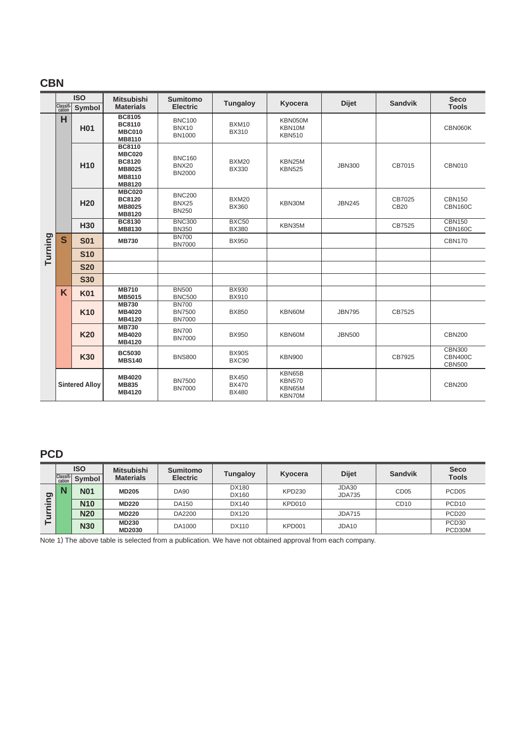## CBN

| | ISO Classification | ISO Symbol | Mitsubishi Materials | Sumitomo Electric | Tungaloy | Kyocera | Dijet | Sandvik | Seco Tools |
|---|---|---|---|---|---|---|---|---|---|
| Turning | H | H01 | **BC8105**<br>**BC8110**<br>**MBC010**<br>**MB8110** | BNC100<br>BNX10<br>BN1000 | BXM10<br>BX310 | KBN050M<br>KBN10M<br>KBN510 | | | CBN060K |
| | | H10 | **BC8110**<br>**MBC020**<br>**BC8120**<br>**MB8025**<br>**MB8110**<br>**MB8120** | BNC160<br>BNX20<br>BN2000 | BXM20<br>BX330 | KBN25M<br>KBN525 | JBN300 | CB7015 | CBN010 |
| | | H20 | **MBC020**<br>**BC8120**<br>**MB8025**<br>**MB8120** | BNC200<br>BNX25<br>BN250 | BXM20<br>BX360 | KBN30M | JBN245 | CB7025<br>CB20 | CBN150<br>CBN160C |
| | | H30 | **BC8130**<br>**MB8130** | BNC300<br>BN350 | BXC50<br>BX380 | KBN35M | | CB7525 | CBN150<br>CBN160C |
| | S | S01 | **MB730** | BN700<br>BN7000 | BX950 | | | | CBN170 |
| | | S10 | | | | | | | |
| | | S20 | | | | | | | |
| | | S30 | | | | | | | |
| | K | K01 | **MB710**<br>**MB5015** | BN500<br>BNC500 | BX930<br>BX910 | | | | |
| | | K10 | **MB730**<br>**MB4020**<br>**MB4120** | BN700<br>BN7500<br>BN7000 | BX850 | KBN60M | JBN795 | CB7525 | |
| | | K20 | **MB730**<br>**MB4020**<br>**MB4120** | BN700<br>BN7000 | BX950 | KBN60M | JBN500 | | CBN200 |
| | | K30 | **BC5030**<br>**MBS140** | BNS800 | BX90S<br>BXC90 | KBN900 | | CB7925 | CBN300<br>CBN400C<br>CBN500 |
| | Sintered Alloy | | **MB4020**<br>**MB835**<br>**MB4120** | BN7500<br>BN7000 | BX450<br>BX470<br>BX480 | KBN65B<br>KBN570<br>KBN65M<br>KBN70M | | | CBN200 |

## PCD

| | ISO Classification | ISO Symbol | Mitsubishi Materials | Sumitomo Electric | Tungaloy | Kyocera | Dijet | Sandvik | Seco Tools |
|---|---|---|---|---|---|---|---|---|---|
| Turning | N | N01 | **MD205** | DA90 | DX180<br>DX160 | KPD230 | JDA30<br>JDA735 | CD05 | PCD05 |
| | | N10 | **MD220** | DA150 | DX140 | KPD010 | | CD10 | PCD10 |
| | | N20 | **MD220** | DA2200 | DX120 | | JDA715 | | PCD20 |
| | | N30 | **MD230**<br>**MD2030** | DA1000 | DX110 | KPD001 | JDA10 | | PCD30<br>PCD30M |

Note 1) The above table is selected from a publication. We have not obtained approval from each company.